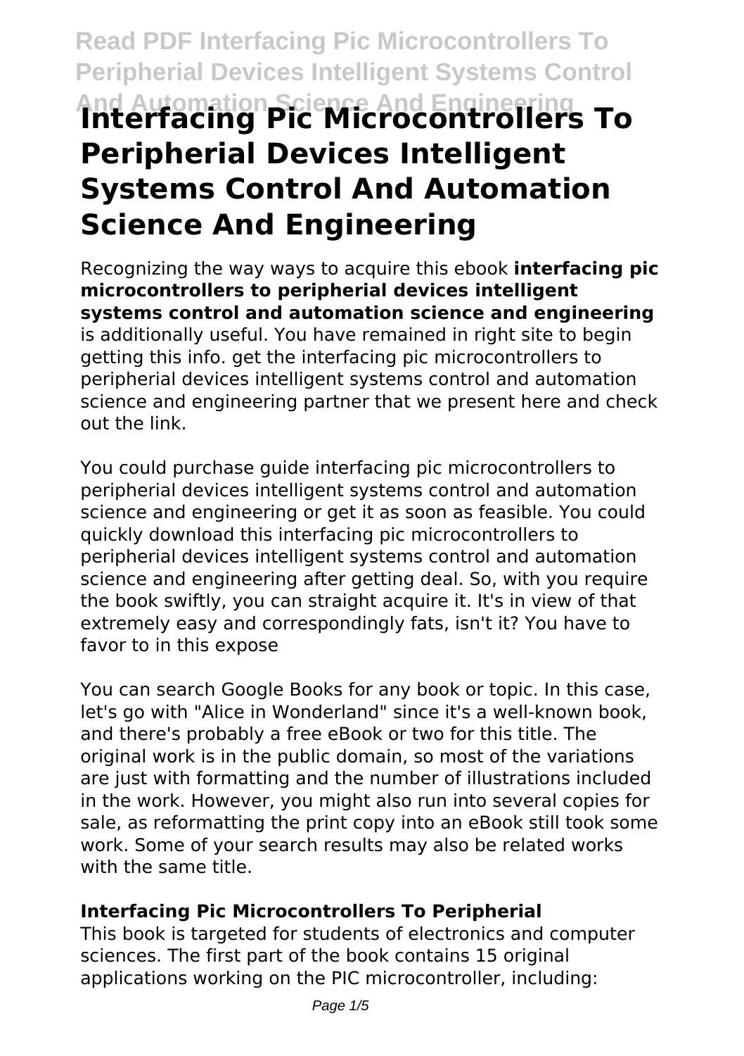# Interfacing Pic Microcontrollers To Peripherial Devices Intelligent Systems Control And Automation Science And Engineering

Recognizing the way ways to acquire this ebook **interfacing pic microcontrollers to peripherial devices intelligent systems control and automation science and engineering** is additionally useful. You have remained in right site to begin getting this info. get the interfacing pic microcontrollers to peripherial devices intelligent systems control and automation science and engineering partner that we present here and check out the link.

You could purchase guide interfacing pic microcontrollers to peripherial devices intelligent systems control and automation science and engineering or get it as soon as feasible. You could quickly download this interfacing pic microcontrollers to peripherial devices intelligent systems control and automation science and engineering after getting deal. So, with you require the book swiftly, you can straight acquire it. It's in view of that extremely easy and correspondingly fats, isn't it? You have to favor to in this expose

You can search Google Books for any book or topic. In this case, let's go with "Alice in Wonderland" since it's a well-known book, and there's probably a free eBook or two for this title. The original work is in the public domain, so most of the variations are just with formatting and the number of illustrations included in the work. However, you might also run into several copies for sale, as reformatting the print copy into an eBook still took some work. Some of your search results may also be related works with the same title.

### Interfacing Pic Microcontrollers To Peripherial

This book is targeted for students of electronics and computer sciences. The first part of the book contains 15 original applications working on the PIC microcontroller, including: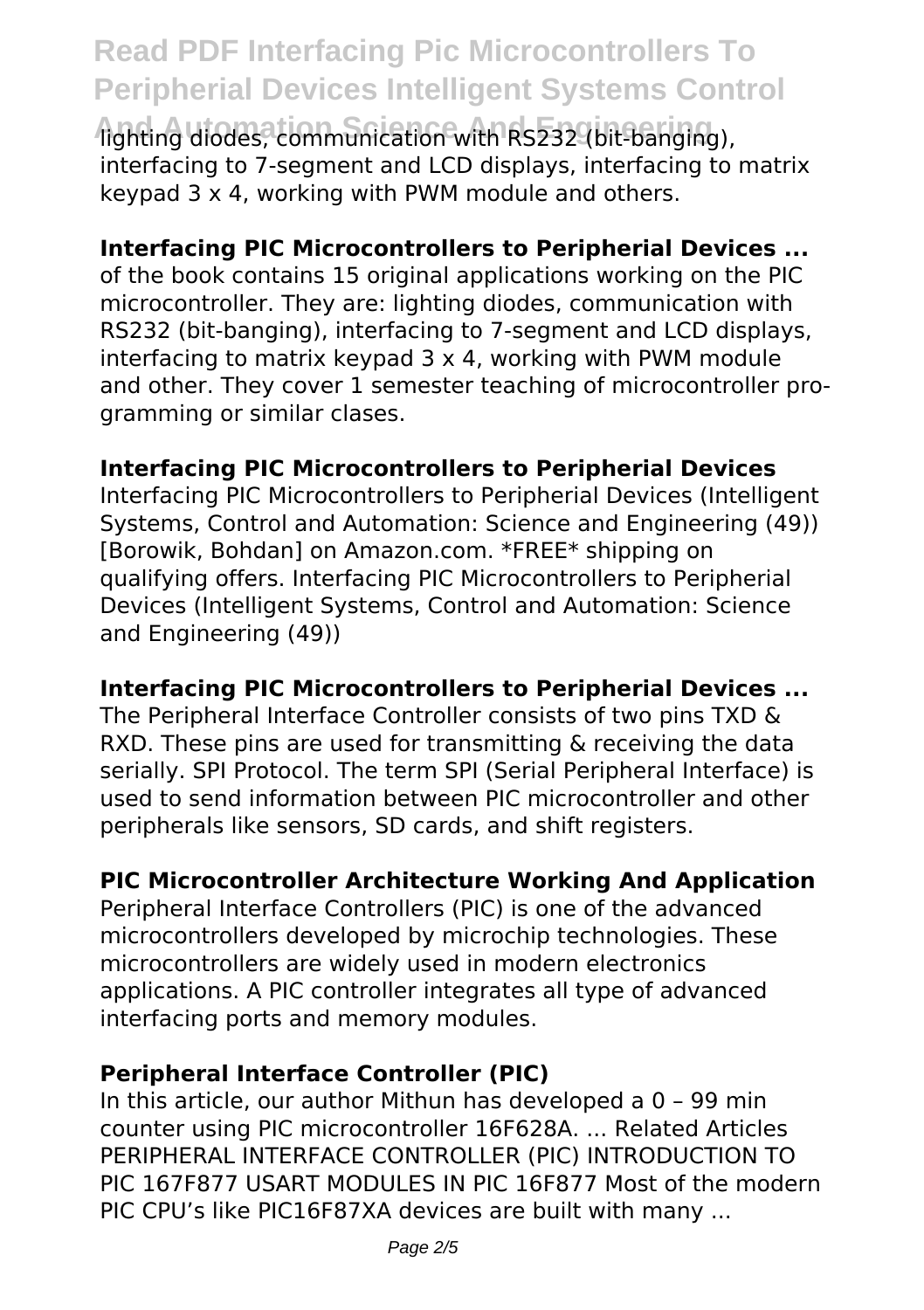lighting diodes, communication with RS232 (bit-banging), interfacing to 7-segment and LCD displays, interfacing to matrix keypad 3 x 4, working with PWM module and others.

**Interfacing PIC Microcontrollers to Peripherial Devices ...**

of the book contains 15 original applications working on the PIC microcontroller. They are: lighting diodes, communication with RS232 (bit-banging), interfacing to 7-segment and LCD displays, interfacing to matrix keypad 3 x 4, working with PWM module and other. They cover 1 semester teaching of microcontroller programming or similar clases.

**Interfacing PIC Microcontrollers to Peripherial Devices**

Interfacing PIC Microcontrollers to Peripherial Devices (Intelligent Systems, Control and Automation: Science and Engineering (49)) [Borowik, Bohdan] on Amazon.com. *FREE* shipping on qualifying offers. Interfacing PIC Microcontrollers to Peripherial Devices (Intelligent Systems, Control and Automation: Science and Engineering (49))

**Interfacing PIC Microcontrollers to Peripherial Devices ...**

The Peripheral Interface Controller consists of two pins TXD & RXD. These pins are used for transmitting & receiving the data serially. SPI Protocol. The term SPI (Serial Peripheral Interface) is used to send information between PIC microcontroller and other peripherals like sensors, SD cards, and shift registers.

**PIC Microcontroller Architecture Working And Application**

Peripheral Interface Controllers (PIC) is one of the advanced microcontrollers developed by microchip technologies. These microcontrollers are widely used in modern electronics applications. A PIC controller integrates all type of advanced interfacing ports and memory modules.

**Peripheral Interface Controller (PIC)**

In this article, our author Mithun has developed a 0 – 99 min counter using PIC microcontroller 16F628A. ... Related Articles PERIPHERAL INTERFACE CONTROLLER (PIC) INTRODUCTION TO PIC 167F877 USART MODULES IN PIC 16F877 Most of the modern PIC CPU's like PIC16F87XA devices are built with many ...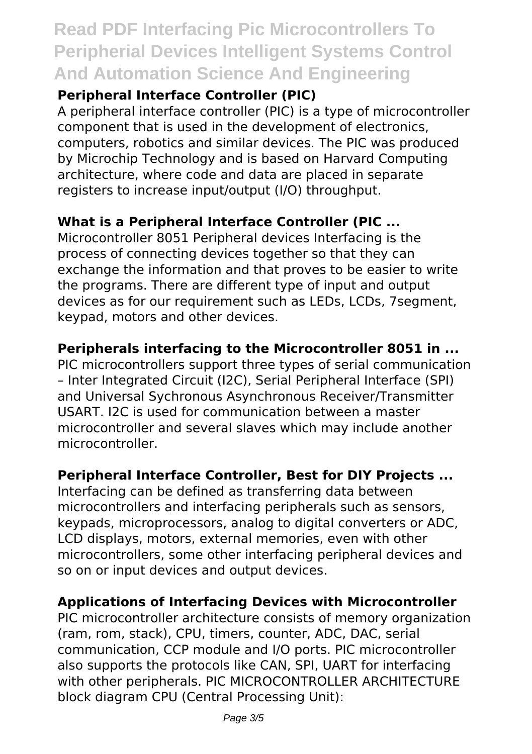### Peripheral Interface Controller (PIC)

A peripheral interface controller (PIC) is a type of microcontroller component that is used in the development of electronics, computers, robotics and similar devices. The PIC was produced by Microchip Technology and is based on Harvard Computing architecture, where code and data are placed in separate registers to increase input/output (I/O) throughput.

### What is a Peripheral Interface Controller (PIC ...

Microcontroller 8051 Peripheral devices Interfacing is the process of connecting devices together so that they can exchange the information and that proves to be easier to write the programs. There are different type of input and output devices as for our requirement such as LEDs, LCDs, 7segment, keypad, motors and other devices.

### Peripherals interfacing to the Microcontroller 8051 in ...

PIC microcontrollers support three types of serial communication – Inter Integrated Circuit (I2C), Serial Peripheral Interface (SPI) and Universal Sychronous Asynchronous Receiver/Transmitter USART. I2C is used for communication between a master microcontroller and several slaves which may include another microcontroller.

### Peripheral Interface Controller, Best for DIY Projects ...

Interfacing can be defined as transferring data between microcontrollers and interfacing peripherals such as sensors, keypads, microprocessors, analog to digital converters or ADC, LCD displays, motors, external memories, even with other microcontrollers, some other interfacing peripheral devices and so on or input devices and output devices.

### Applications of Interfacing Devices with Microcontroller

PIC microcontroller architecture consists of memory organization (ram, rom, stack), CPU, timers, counter, ADC, DAC, serial communication, CCP module and I/O ports. PIC microcontroller also supports the protocols like CAN, SPI, UART for interfacing with other peripherals. PIC MICROCONTROLLER ARCHITECTURE block diagram CPU (Central Processing Unit):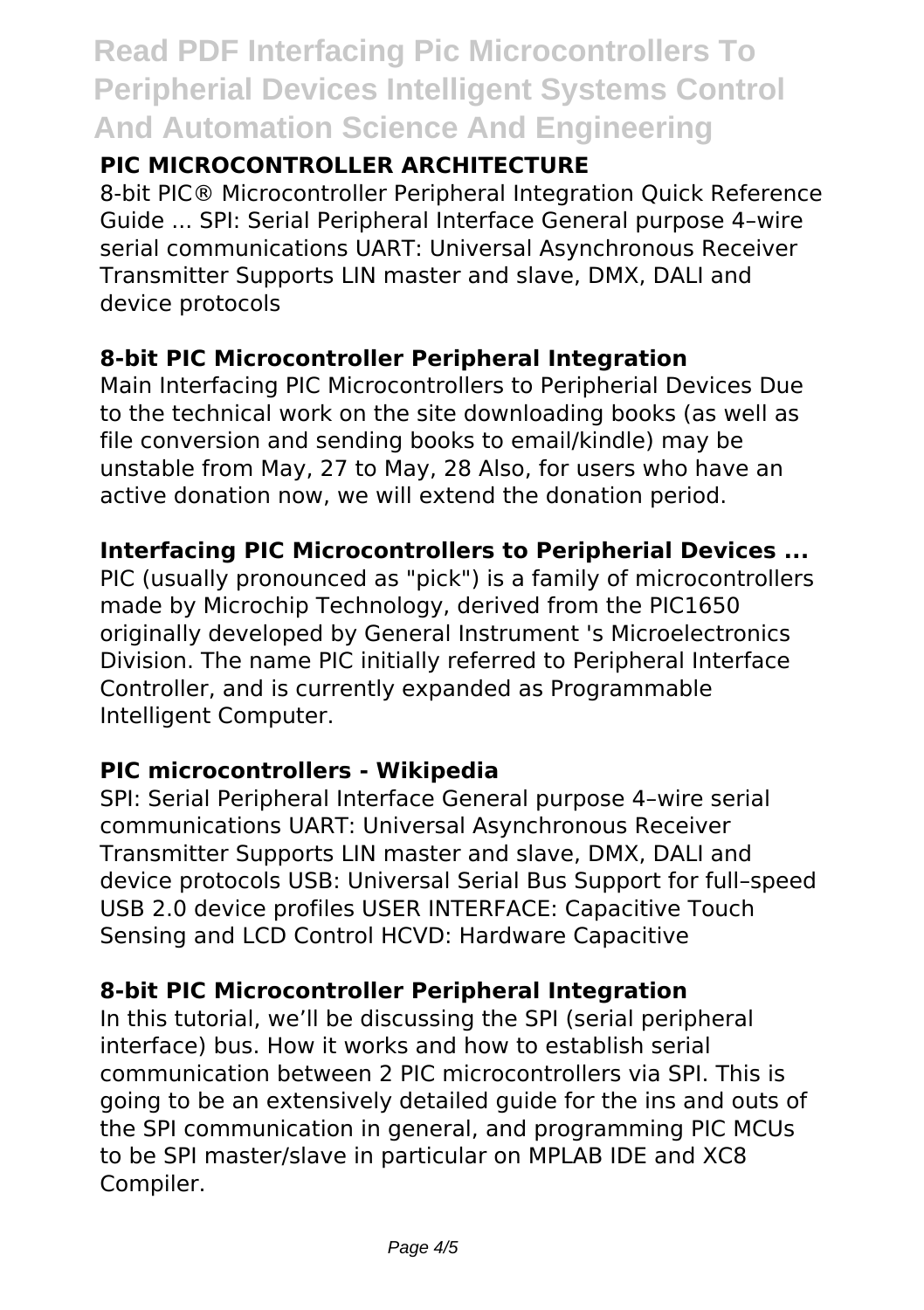### PIC MICROCONTROLLER ARCHITECTURE

8-bit PIC® Microcontroller Peripheral Integration Quick Reference Guide ... SPI: Serial Peripheral Interface General purpose 4–wire serial communications UART: Universal Asynchronous Receiver Transmitter Supports LIN master and slave, DMX, DALI and device protocols

### 8-bit PIC Microcontroller Peripheral Integration

Main Interfacing PIC Microcontrollers to Peripherial Devices Due to the technical work on the site downloading books (as well as file conversion and sending books to email/kindle) may be unstable from May, 27 to May, 28 Also, for users who have an active donation now, we will extend the donation period.

### Interfacing PIC Microcontrollers to Peripherial Devices ...

PIC (usually pronounced as "pick") is a family of microcontrollers made by Microchip Technology, derived from the PIC1650 originally developed by General Instrument 's Microelectronics Division. The name PIC initially referred to Peripheral Interface Controller, and is currently expanded as Programmable Intelligent Computer.

### PIC microcontrollers - Wikipedia

SPI: Serial Peripheral Interface General purpose 4–wire serial communications UART: Universal Asynchronous Receiver Transmitter Supports LIN master and slave, DMX, DALI and device protocols USB: Universal Serial Bus Support for full–speed USB 2.0 device profiles USER INTERFACE: Capacitive Touch Sensing and LCD Control HCVD: Hardware Capacitive

### 8-bit PIC Microcontroller Peripheral Integration

In this tutorial, we'll be discussing the SPI (serial peripheral interface) bus. How it works and how to establish serial communication between 2 PIC microcontrollers via SPI. This is going to be an extensively detailed guide for the ins and outs of the SPI communication in general, and programming PIC MCUs to be SPI master/slave in particular on MPLAB IDE and XC8 Compiler.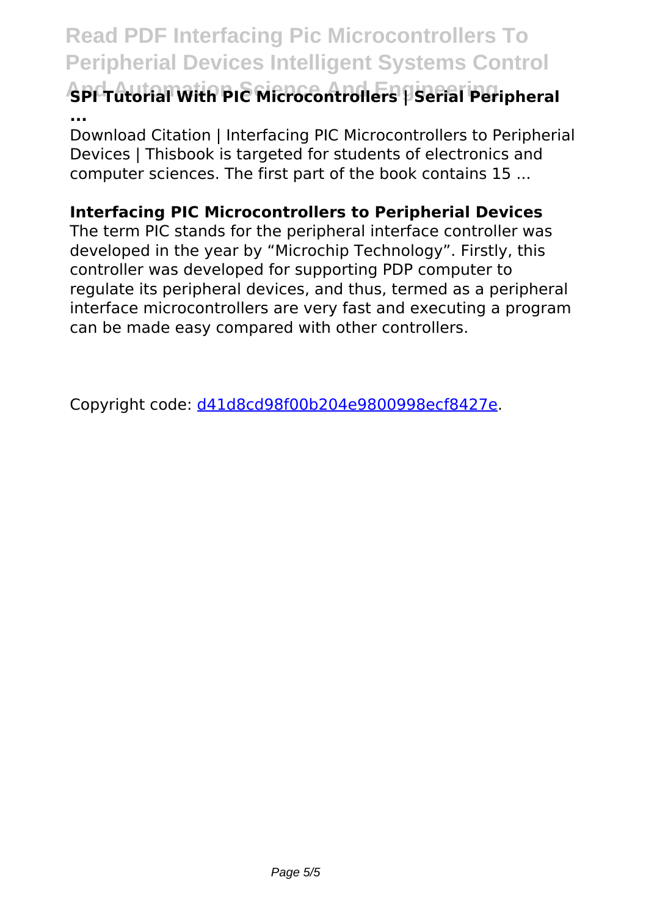**SPI Tutorial With PIC Microcontrollers | Serial Peripheral ...**

Download Citation | Interfacing PIC Microcontrollers to Peripherial Devices | Thisbook is targeted for students of electronics and computer sciences. The first part of the book contains 15 ...

**Interfacing PIC Microcontrollers to Peripherial Devices**

The term PIC stands for the peripheral interface controller was developed in the year by "Microchip Technology". Firstly, this controller was developed for supporting PDP computer to regulate its peripheral devices, and thus, termed as a peripheral interface microcontrollers are very fast and executing a program can be made easy compared with other controllers.

Copyright code: d41d8cd98f00b204e9800998ecf8427e.